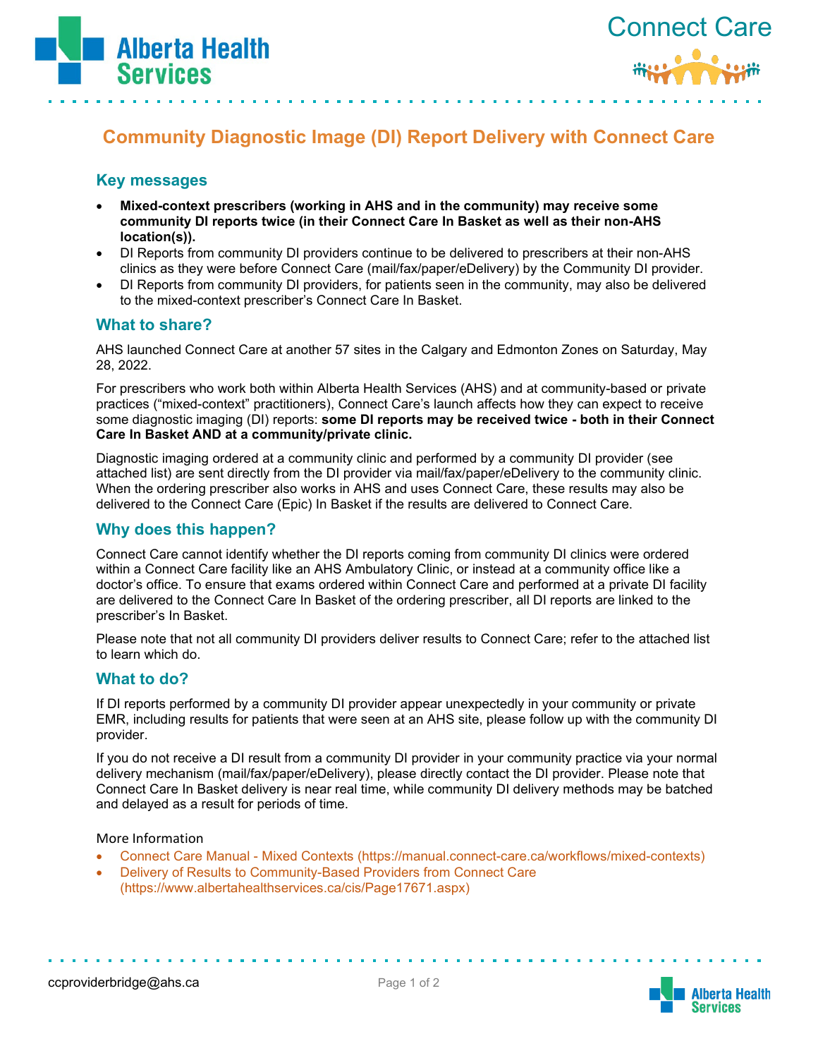# Community Diagnostic Image (DI) Report Delivery with Connect Care

## Key messages

- **Mixed-context prescribers (working in AHS and in the community) may receive some community DI reports twice (in their Connect Care In Basket as well as their non-AHS location(s)).**
- DI Reports from community DI providers continue to be delivered to prescribers at their non-AHS clinics as they were before Connect Care (mail/fax/paper/eDelivery) by the Community DI provider.
- DI Reports from community DI providers, for patients seen in the community, may also be delivered to the mixed-context prescriber's Connect Care In Basket.

## What to share?

AHS launched Connect Care at another 57 sites in the Calgary and Edmonton Zones on Saturday, May 28, 2022.

For prescribers who work both within Alberta Health Services (AHS) and at community-based or private practices ("mixed-context" practitioners), Connect Care's launch affects how they can expect to receive some diagnostic imaging (DI) reports: **some DI reports may be received twice - both in their Connect Care In Basket AND at a community/private clinic.**

Diagnostic imaging ordered at a community clinic and performed by a community DI provider (see attached list) are sent directly from the DI provider via mail/fax/paper/eDelivery to the community clinic. When the ordering prescriber also works in AHS and uses Connect Care, these results may also be delivered to the Connect Care (Epic) In Basket if the results are delivered to Connect Care.

## Why does this happen?

Connect Care cannot identify whether the DI reports coming from community DI clinics were ordered within a Connect Care facility like an AHS Ambulatory Clinic, or instead at a community office like a doctor's office. To ensure that exams ordered within Connect Care and performed at a private DI facility are delivered to the Connect Care In Basket of the ordering prescriber, all DI reports are linked to the prescriber's In Basket.

Please note that not all community DI providers deliver results to Connect Care; refer to the attached list to learn which do.

## What to do?

If DI reports performed by a community DI provider appear unexpectedly in your community or private EMR, including results for patients that were seen at an AHS site, please follow up with the community DI provider.

If you do not receive a DI result from a community DI provider in your community practice via your normal delivery mechanism (mail/fax/paper/eDelivery), please directly contact the DI provider. Please note that Connect Care In Basket delivery is near real time, while community DI delivery methods may be batched and delayed as a result for periods of time.

More Information

- Connect Care Manual - Mixed Contexts (https://manual.connect-care.ca/workflows/mixed-contexts)
- Delivery of Results to Community-Based Providers from Connect Care (https://www.albertahealthservices.ca/cis/Page17671.aspx)

ccproviderbridge@ahs.ca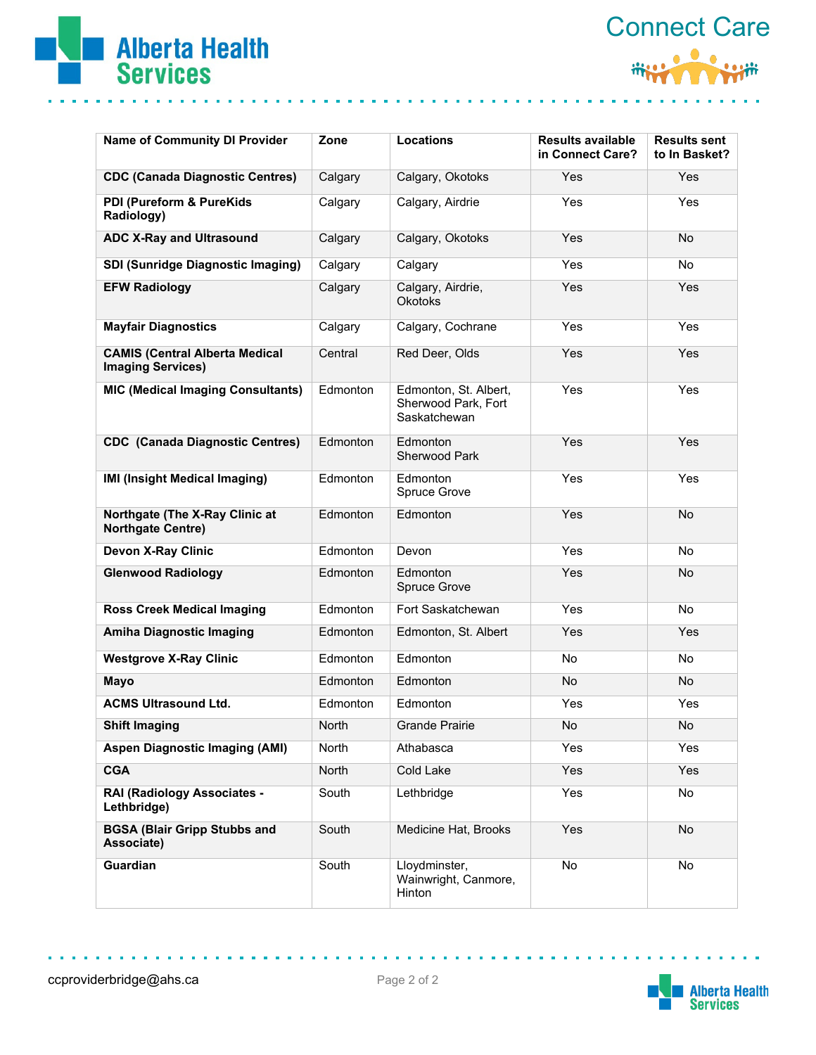| Name of Community DI Provider | Zone | Locations | Results available in Connect Care? | Results sent to In Basket? |
|---|---|---|---|---|
| **CDC (Canada Diagnostic Centres)** | Calgary | Calgary, Okotoks | Yes | Yes |
| **PDI (Pureform & PureKids Radiology)** | Calgary | Calgary, Airdrie | Yes | Yes |
| **ADC X-Ray and Ultrasound** | Calgary | Calgary, Okotoks | Yes | No |
| **SDI (Sunridge Diagnostic Imaging)** | Calgary | Calgary | Yes | No |
| **EFW Radiology** | Calgary | Calgary, Airdrie, Okotoks | Yes | Yes |
| **Mayfair Diagnostics** | Calgary | Calgary, Cochrane | Yes | Yes |
| **CAMIS (Central Alberta Medical Imaging Services)** | Central | Red Deer, Olds | Yes | Yes |
| **MIC (Medical Imaging Consultants)** | Edmonton | Edmonton, St. Albert, Sherwood Park, Fort Saskatchewan | Yes | Yes |
| **CDC (Canada Diagnostic Centres)** | Edmonton | Edmonton Sherwood Park | Yes | Yes |
| **IMI (Insight Medical Imaging)** | Edmonton | Edmonton Spruce Grove | Yes | Yes |
| **Northgate (The X-Ray Clinic at Northgate Centre)** | Edmonton | Edmonton | Yes | No |
| **Devon X-Ray Clinic** | Edmonton | Devon | Yes | No |
| **Glenwood Radiology** | Edmonton | Edmonton Spruce Grove | Yes | No |
| **Ross Creek Medical Imaging** | Edmonton | Fort Saskatchewan | Yes | No |
| **Amiha Diagnostic Imaging** | Edmonton | Edmonton, St. Albert | Yes | Yes |
| **Westgrove X-Ray Clinic** | Edmonton | Edmonton | No | No |
| **Mayo** | Edmonton | Edmonton | No | No |
| **ACMS Ultrasound Ltd.** | Edmonton | Edmonton | Yes | Yes |
| **Shift Imaging** | North | Grande Prairie | No | No |
| **Aspen Diagnostic Imaging (AMI)** | North | Athabasca | Yes | Yes |
| **CGA** | North | Cold Lake | Yes | Yes |
| **RAI (Radiology Associates - Lethbridge)** | South | Lethbridge | Yes | No |
| **BGSA (Blair Gripp Stubbs and Associate)** | South | Medicine Hat, Brooks | Yes | No |
| **Guardian** | South | Lloydminster, Wainwright, Canmore, Hinton | No | No |

ccproviderbridge@ahs.ca